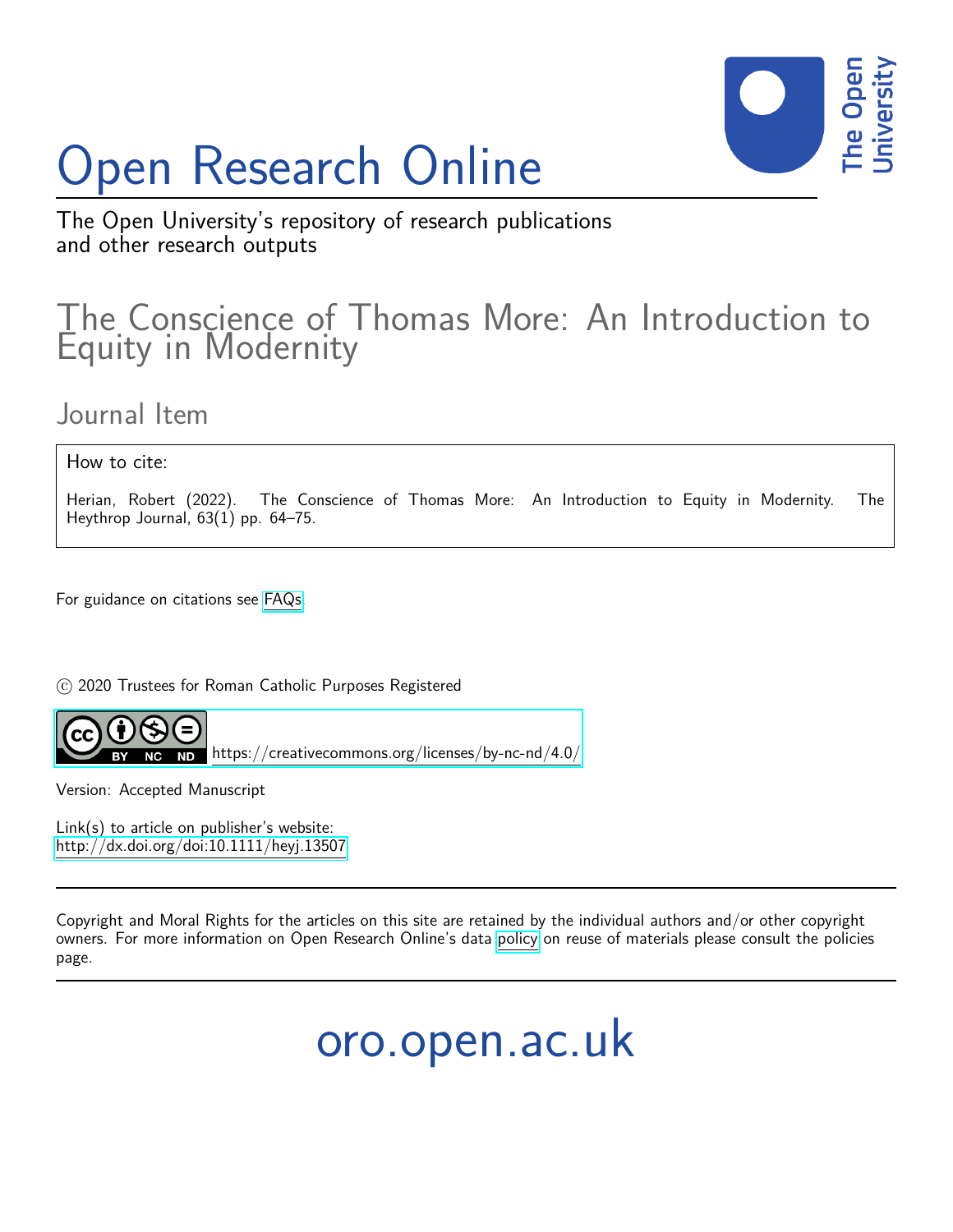# Open Research Online

The Open University's repository of research publications and other research outputs

## The Conscience of Thomas More: An Introduction to Equity in Modernity

### Journal Item

How to cite:

Herian, Robert (2022). The Conscience of Thomas More: An Introduction to Equity in Modernity. The Heythrop Journal, 63(1) pp. 64–75.

For guidance on citations see FAQs.

© 2020 Trustees for Roman Catholic Purposes Registered

https://creativecommons.org/licenses/by-nc-nd/4.0/

Version: Accepted Manuscript

Link(s) to article on publisher's website:
http://dx.doi.org/doi:10.1111/heyj.13507

Copyright and Moral Rights for the articles on this site are retained by the individual authors and/or other copyright owners. For more information on Open Research Online's data policy on reuse of materials please consult the policies page.

oro.open.ac.uk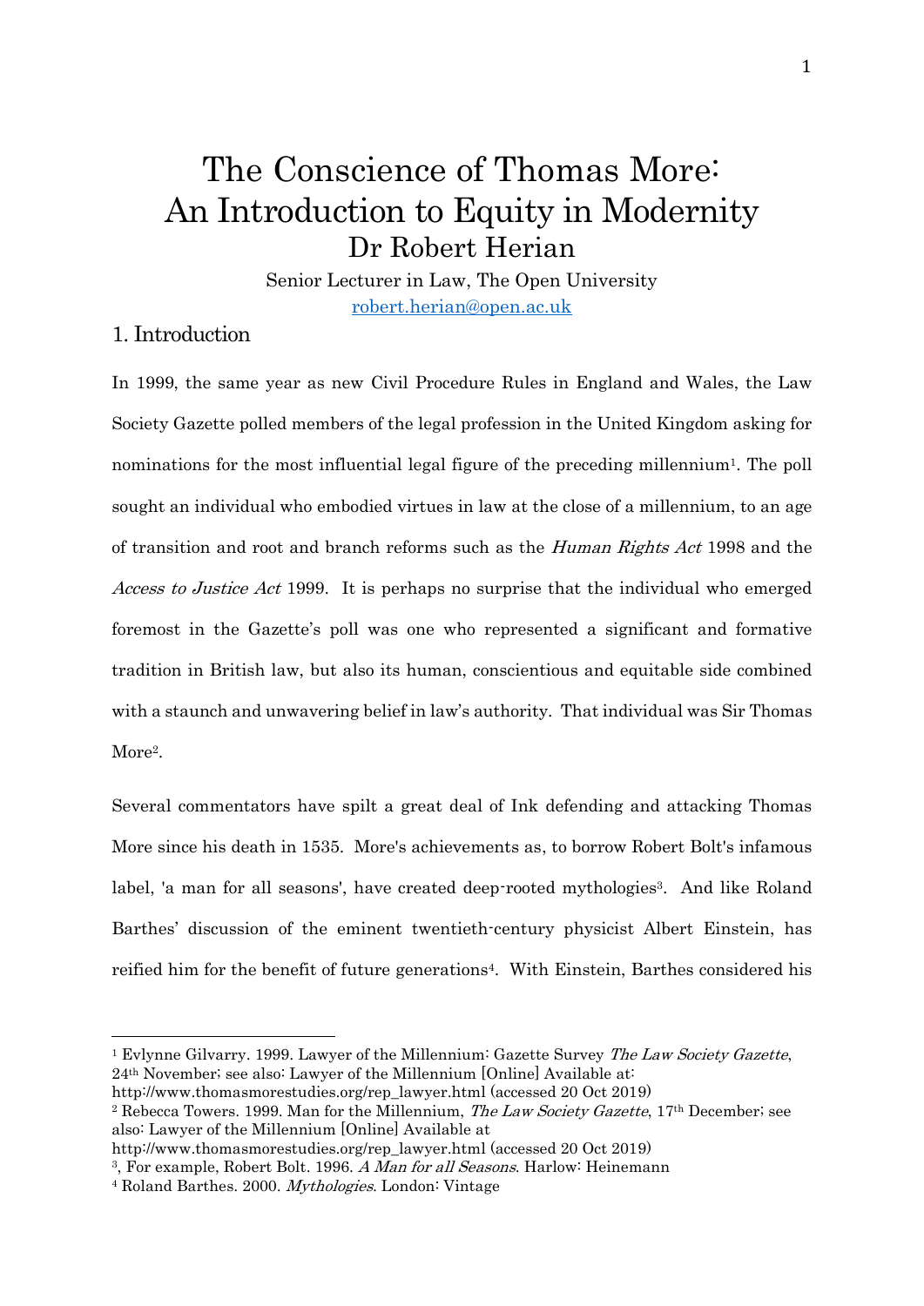# The Conscience of Thomas More: An Introduction to Equity in Modernity

## Dr Robert Herian

Senior Lecturer in Law, The Open University

robert.herian@open.ac.uk

## 1. Introduction

In 1999, the same year as new Civil Procedure Rules in England and Wales, the Law Society Gazette polled members of the legal profession in the United Kingdom asking for nominations for the most influential legal figure of the preceding millennium[1]. The poll sought an individual who embodied virtues in law at the close of a millennium, to an age of transition and root and branch reforms such as the *Human Rights Act* 1998 and the *Access to Justice Act* 1999. It is perhaps no surprise that the individual who emerged foremost in the Gazette's poll was one who represented a significant and formative tradition in British law, but also its human, conscientious and equitable side combined with a staunch and unwavering belief in law's authority. That individual was Sir Thomas More[2].

Several commentators have spilt a great deal of Ink defending and attacking Thomas More since his death in 1535. More's achievements as, to borrow Robert Bolt's infamous label, 'a man for all seasons', have created deep-rooted mythologies[3]. And like Roland Barthes' discussion of the eminent twentieth-century physicist Albert Einstein, has reified him for the benefit of future generations[4]. With Einstein, Barthes considered his

---

[1] Evlynne Gilvarry. 1999. Lawyer of the Millennium: Gazette Survey *The Law Society Gazette*, 24th November; see also: Lawyer of the Millennium [Online] Available at: http://www.thomasmorestudies.org/rep_lawyer.html (accessed 20 Oct 2019)

[2] Rebecca Towers. 1999. Man for the Millennium, *The Law Society Gazette*, 17th December; see also: Lawyer of the Millennium [Online] Available at http://www.thomasmorestudies.org/rep_lawyer.html (accessed 20 Oct 2019)

[3], For example, Robert Bolt. 1996. *A Man for all Seasons*. Harlow: Heinemann

[4] Roland Barthes. 2000. *Mythologies*. London: Vintage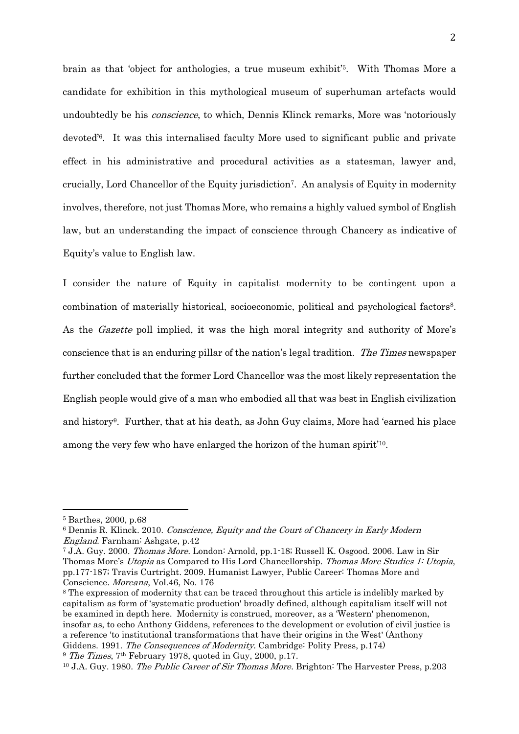brain as that 'object for anthologies, a true museum exhibit'[5]. With Thomas More a candidate for exhibition in this mythological museum of superhuman artefacts would undoubtedly be his *conscience*, to which, Dennis Klinck remarks, More was 'notoriously devoted'[6]. It was this internalised faculty More used to significant public and private effect in his administrative and procedural activities as a statesman, lawyer and, crucially, Lord Chancellor of the Equity jurisdiction[7]. An analysis of Equity in modernity involves, therefore, not just Thomas More, who remains a highly valued symbol of English law, but an understanding the impact of conscience through Chancery as indicative of Equity's value to English law.

I consider the nature of Equity in capitalist modernity to be contingent upon a combination of materially historical, socioeconomic, political and psychological factors[8]. As the *Gazette* poll implied, it was the high moral integrity and authority of More's conscience that is an enduring pillar of the nation's legal tradition. *The Times* newspaper further concluded that the former Lord Chancellor was the most likely representation the English people would give of a man who embodied all that was best in English civilization and history[9]. Further, that at his death, as John Guy claims, More had 'earned his place among the very few who have enlarged the horizon of the human spirit'[10].

---

[5] Barthes, 2000, p.68

[6] Dennis R. Klinck. 2010. *Conscience, Equity and the Court of Chancery in Early Modern England*. Farnham: Ashgate, p.42

[7] J.A. Guy. 2000. *Thomas More*. London: Arnold, pp.1-18; Russell K. Osgood. 2006. Law in Sir Thomas More's *Utopia* as Compared to His Lord Chancellorship. *Thomas More Studies 1: Utopia*, pp.177-187; Travis Curtright. 2009. Humanist Lawyer, Public Career: Thomas More and Conscience. *Moreana*, Vol.46, No. 176

[8] The expression of modernity that can be traced throughout this article is indelibly marked by capitalism as form of 'systematic production' broadly defined, although capitalism itself will not be examined in depth here. Modernity is construed, moreover, as a 'Western' phenomenon, insofar as, to echo Anthony Giddens, references to the development or evolution of civil justice is a reference 'to institutional transformations that have their origins in the West' (Anthony Giddens. 1991. *The Consequences of Modernity*. Cambridge: Polity Press, p.174)

[9] *The Times*, 7th February 1978, quoted in Guy, 2000, p.17.

[10] J.A. Guy. 1980. *The Public Career of Sir Thomas More*. Brighton: The Harvester Press, p.203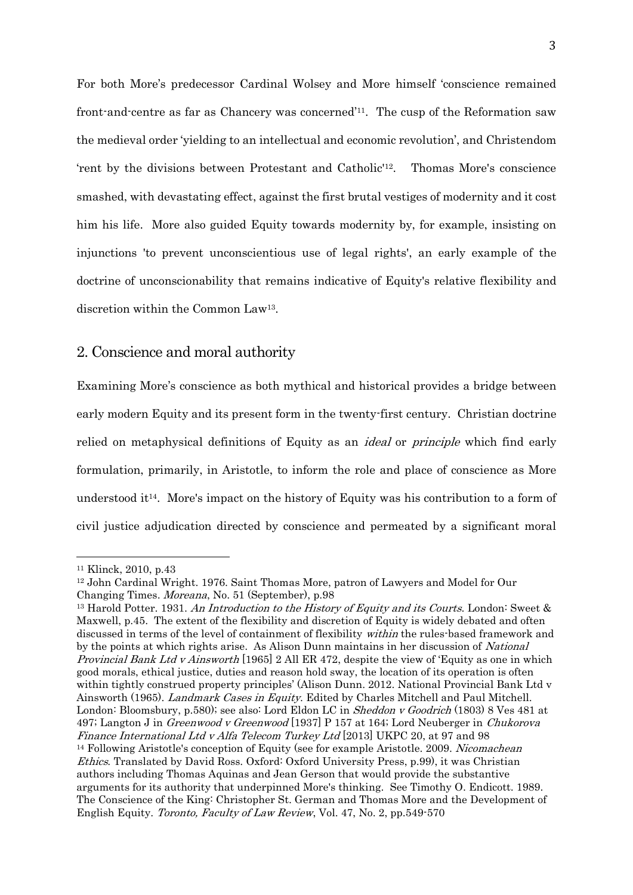For both More's predecessor Cardinal Wolsey and More himself 'conscience remained front-and-centre as far as Chancery was concerned'[11]. The cusp of the Reformation saw the medieval order 'yielding to an intellectual and economic revolution', and Christendom 'rent by the divisions between Protestant and Catholic'[12]. Thomas More's conscience smashed, with devastating effect, against the first brutal vestiges of modernity and it cost him his life. More also guided Equity towards modernity by, for example, insisting on injunctions 'to prevent unconscientious use of legal rights', an early example of the doctrine of unconscionability that remains indicative of Equity's relative flexibility and discretion within the Common Law[13].

## 2. Conscience and moral authority

Examining More's conscience as both mythical and historical provides a bridge between early modern Equity and its present form in the twenty-first century. Christian doctrine relied on metaphysical definitions of Equity as an *ideal* or *principle* which find early formulation, primarily, in Aristotle, to inform the role and place of conscience as More understood it[14]. More's impact on the history of Equity was his contribution to a form of civil justice adjudication directed by conscience and permeated by a significant moral

---

[11] Klinck, 2010, p.43

[12] John Cardinal Wright. 1976. Saint Thomas More, patron of Lawyers and Model for Our Changing Times. *Moreana*, No. 51 (September), p.98

[13] Harold Potter. 1931. *An Introduction to the History of Equity and its Courts*. London: Sweet & Maxwell, p.45. The extent of the flexibility and discretion of Equity is widely debated and often discussed in terms of the level of containment of flexibility *within* the rules-based framework and by the points at which rights arise. As Alison Dunn maintains in her discussion of *National Provincial Bank Ltd v Ainsworth* [1965] 2 All ER 472, despite the view of 'Equity as one in which good morals, ethical justice, duties and reason hold sway, the location of its operation is often within tightly construed property principles' (Alison Dunn. 2012. National Provincial Bank Ltd v Ainsworth (1965). *Landmark Cases in Equity*. Edited by Charles Mitchell and Paul Mitchell. London: Bloomsbury, p.580); see also: Lord Eldon LC in *Sheddon v Goodrich* (1803) 8 Ves 481 at 497; Langton J in *Greenwood v Greenwood* [1937] P 157 at 164; Lord Neuberger in *Chukorova Finance International Ltd v Alfa Telecom Turkey Ltd* [2013] UKPC 20, at 97 and 98

[14] Following Aristotle's conception of Equity (see for example Aristotle. 2009. *Nicomachean Ethics*. Translated by David Ross. Oxford: Oxford University Press, p.99), it was Christian authors including Thomas Aquinas and Jean Gerson that would provide the substantive arguments for its authority that underpinned More's thinking. See Timothy O. Endicott. 1989. The Conscience of the King: Christopher St. German and Thomas More and the Development of English Equity. *Toronto, Faculty of Law Review*, Vol. 47, No. 2, pp.549-570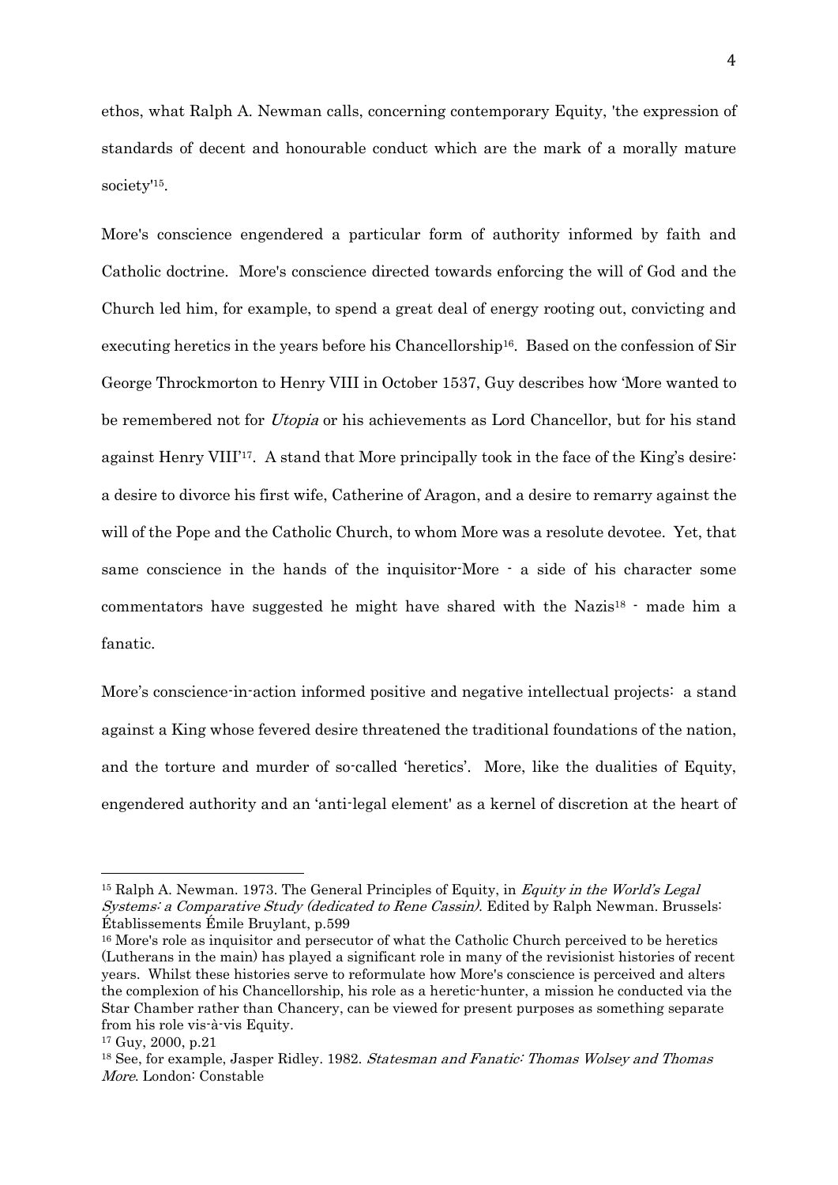ethos, what Ralph A. Newman calls, concerning contemporary Equity, 'the expression of standards of decent and honourable conduct which are the mark of a morally mature society'[15].

More's conscience engendered a particular form of authority informed by faith and Catholic doctrine. More's conscience directed towards enforcing the will of God and the Church led him, for example, to spend a great deal of energy rooting out, convicting and executing heretics in the years before his Chancellorship[16]. Based on the confession of Sir George Throckmorton to Henry VIII in October 1537, Guy describes how 'More wanted to be remembered not for *Utopia* or his achievements as Lord Chancellor, but for his stand against Henry VIII'[17]. A stand that More principally took in the face of the King's desire: a desire to divorce his first wife, Catherine of Aragon, and a desire to remarry against the will of the Pope and the Catholic Church, to whom More was a resolute devotee. Yet, that same conscience in the hands of the inquisitor-More - a side of his character some commentators have suggested he might have shared with the Nazis[18] - made him a fanatic.

More's conscience-in-action informed positive and negative intellectual projects: a stand against a King whose fevered desire threatened the traditional foundations of the nation, and the torture and murder of so-called 'heretics'. More, like the dualities of Equity, engendered authority and an 'anti-legal element' as a kernel of discretion at the heart of

---

[15] Ralph A. Newman. 1973. The General Principles of Equity, in *Equity in the World's Legal Systems: a Comparative Study (dedicated to Rene Cassin)*. Edited by Ralph Newman. Brussels: Établissements Émile Bruylant, p.599

[16] More's role as inquisitor and persecutor of what the Catholic Church perceived to be heretics (Lutherans in the main) has played a significant role in many of the revisionist histories of recent years. Whilst these histories serve to reformulate how More's conscience is perceived and alters the complexion of his Chancellorship, his role as a heretic-hunter, a mission he conducted via the Star Chamber rather than Chancery, can be viewed for present purposes as something separate from his role vis-à-vis Equity.

[17] Guy, 2000, p.21

[18] See, for example, Jasper Ridley. 1982. *Statesman and Fanatic: Thomas Wolsey and Thomas More*. London: Constable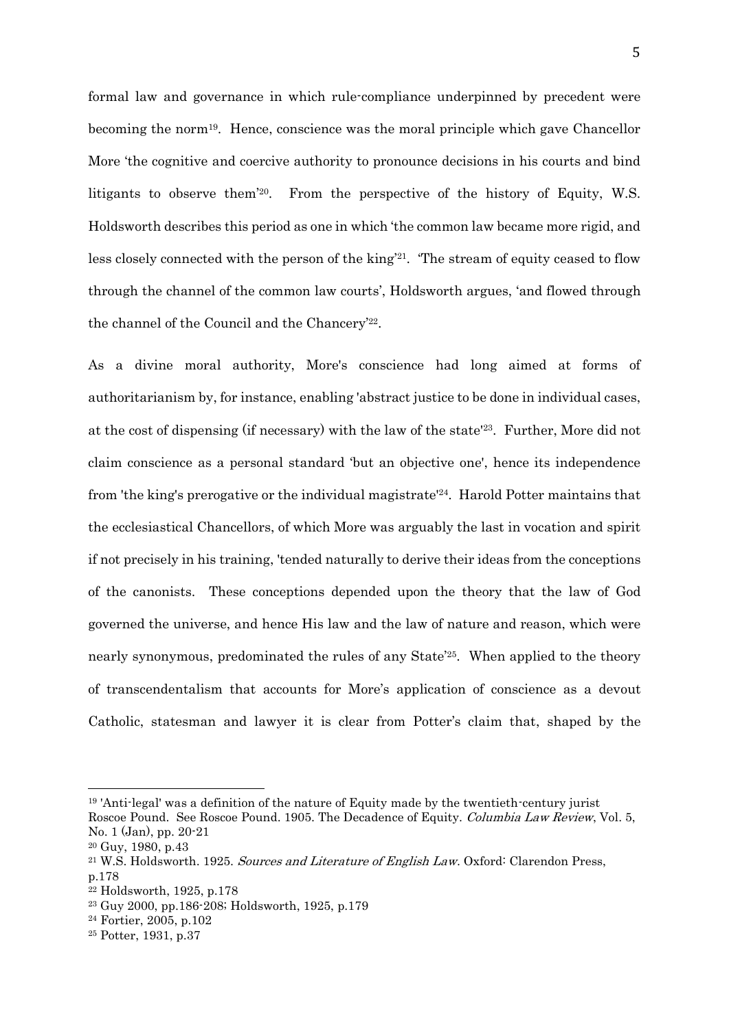formal law and governance in which rule-compliance underpinned by precedent were becoming the norm[19]. Hence, conscience was the moral principle which gave Chancellor More 'the cognitive and coercive authority to pronounce decisions in his courts and bind litigants to observe them'[20]. From the perspective of the history of Equity, W.S. Holdsworth describes this period as one in which 'the common law became more rigid, and less closely connected with the person of the king'[21]. 'The stream of equity ceased to flow through the channel of the common law courts', Holdsworth argues, 'and flowed through the channel of the Council and the Chancery'[22].

As a divine moral authority, More's conscience had long aimed at forms of authoritarianism by, for instance, enabling 'abstract justice to be done in individual cases, at the cost of dispensing (if necessary) with the law of the state'[23]. Further, More did not claim conscience as a personal standard 'but an objective one', hence its independence from 'the king's prerogative or the individual magistrate'[24]. Harold Potter maintains that the ecclesiastical Chancellors, of which More was arguably the last in vocation and spirit if not precisely in his training, 'tended naturally to derive their ideas from the conceptions of the canonists. These conceptions depended upon the theory that the law of God governed the universe, and hence His law and the law of nature and reason, which were nearly synonymous, predominated the rules of any State'[25]. When applied to the theory of transcendentalism that accounts for More's application of conscience as a devout Catholic, statesman and lawyer it is clear from Potter's claim that, shaped by the

---

[19] 'Anti-legal' was a definition of the nature of Equity made by the twentieth-century jurist Roscoe Pound. See Roscoe Pound. 1905. The Decadence of Equity. *Columbia Law Review*, Vol. 5, No. 1 (Jan), pp. 20-21

[20] Guy, 1980, p.43

[21] W.S. Holdsworth. 1925. *Sources and Literature of English Law*. Oxford: Clarendon Press, p.178

[22] Holdsworth, 1925, p.178

[23] Guy 2000, pp.186-208; Holdsworth, 1925, p.179

[24] Fortier, 2005, p.102

[25] Potter, 1931, p.37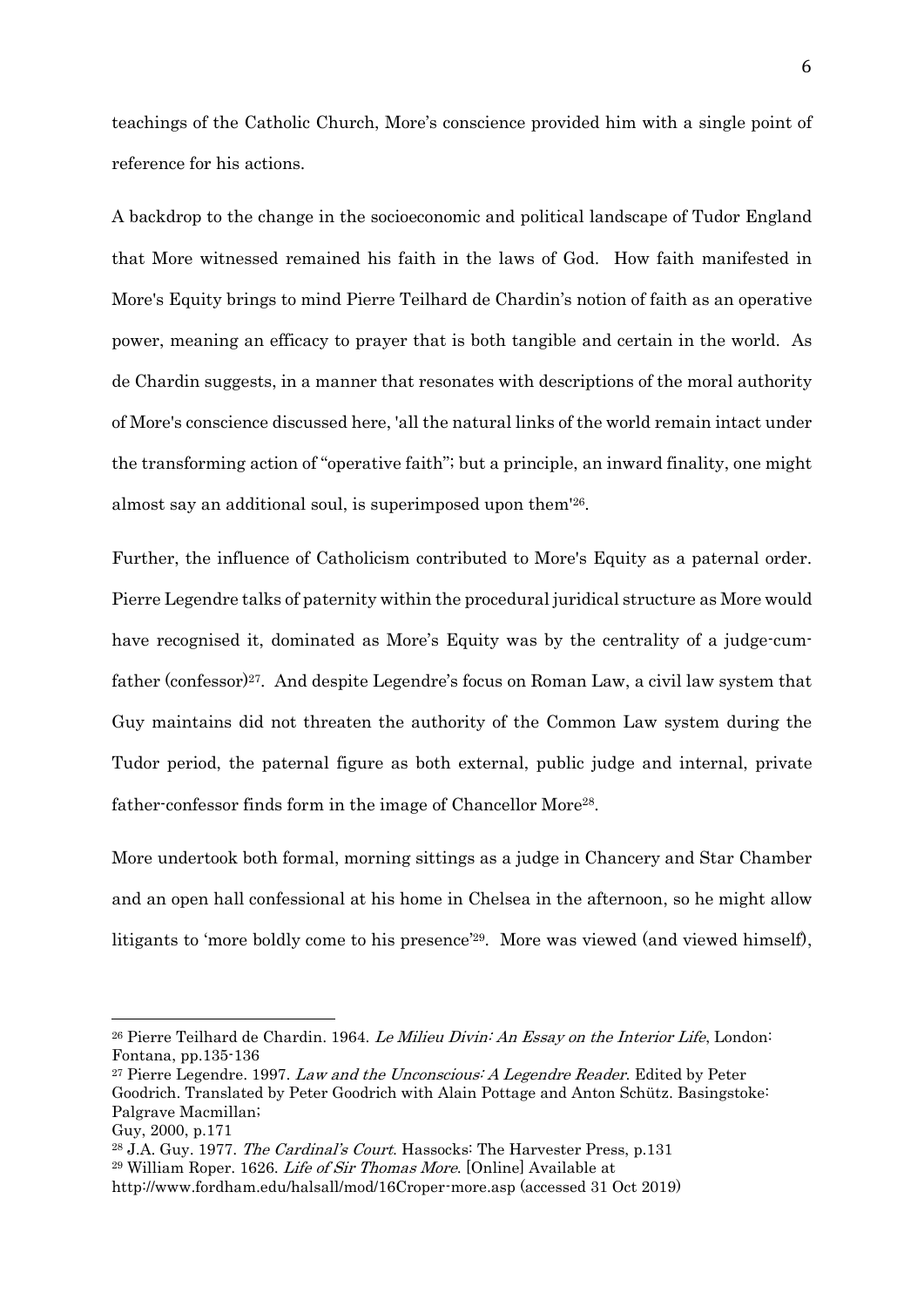teachings of the Catholic Church, More's conscience provided him with a single point of reference for his actions.

A backdrop to the change in the socioeconomic and political landscape of Tudor England that More witnessed remained his faith in the laws of God. How faith manifested in More's Equity brings to mind Pierre Teilhard de Chardin's notion of faith as an operative power, meaning an efficacy to prayer that is both tangible and certain in the world. As de Chardin suggests, in a manner that resonates with descriptions of the moral authority of More's conscience discussed here, 'all the natural links of the world remain intact under the transforming action of "operative faith"; but a principle, an inward finality, one might almost say an additional soul, is superimposed upon them'[26].

Further, the influence of Catholicism contributed to More's Equity as a paternal order. Pierre Legendre talks of paternity within the procedural juridical structure as More would have recognised it, dominated as More's Equity was by the centrality of a judge-cum-father (confessor)[27]. And despite Legendre's focus on Roman Law, a civil law system that Guy maintains did not threaten the authority of the Common Law system during the Tudor period, the paternal figure as both external, public judge and internal, private father-confessor finds form in the image of Chancellor More[28].

More undertook both formal, morning sittings as a judge in Chancery and Star Chamber and an open hall confessional at his home in Chelsea in the afternoon, so he might allow litigants to 'more boldly come to his presence'[29]. More was viewed (and viewed himself),

---

[26] Pierre Teilhard de Chardin. 1964. *Le Milieu Divin: An Essay on the Interior Life*, London: Fontana, pp.135-136

[27] Pierre Legendre. 1997. *Law and the Unconscious: A Legendre Reader*. Edited by Peter Goodrich. Translated by Peter Goodrich with Alain Pottage and Anton Schütz. Basingstoke: Palgrave Macmillan;
Guy, 2000, p.171

[28] J.A. Guy. 1977. *The Cardinal's Court*. Hassocks: The Harvester Press, p.131

[29] William Roper. 1626. *Life of Sir Thomas More*. [Online] Available at http://www.fordham.edu/halsall/mod/16Croper-more.asp (accessed 31 Oct 2019)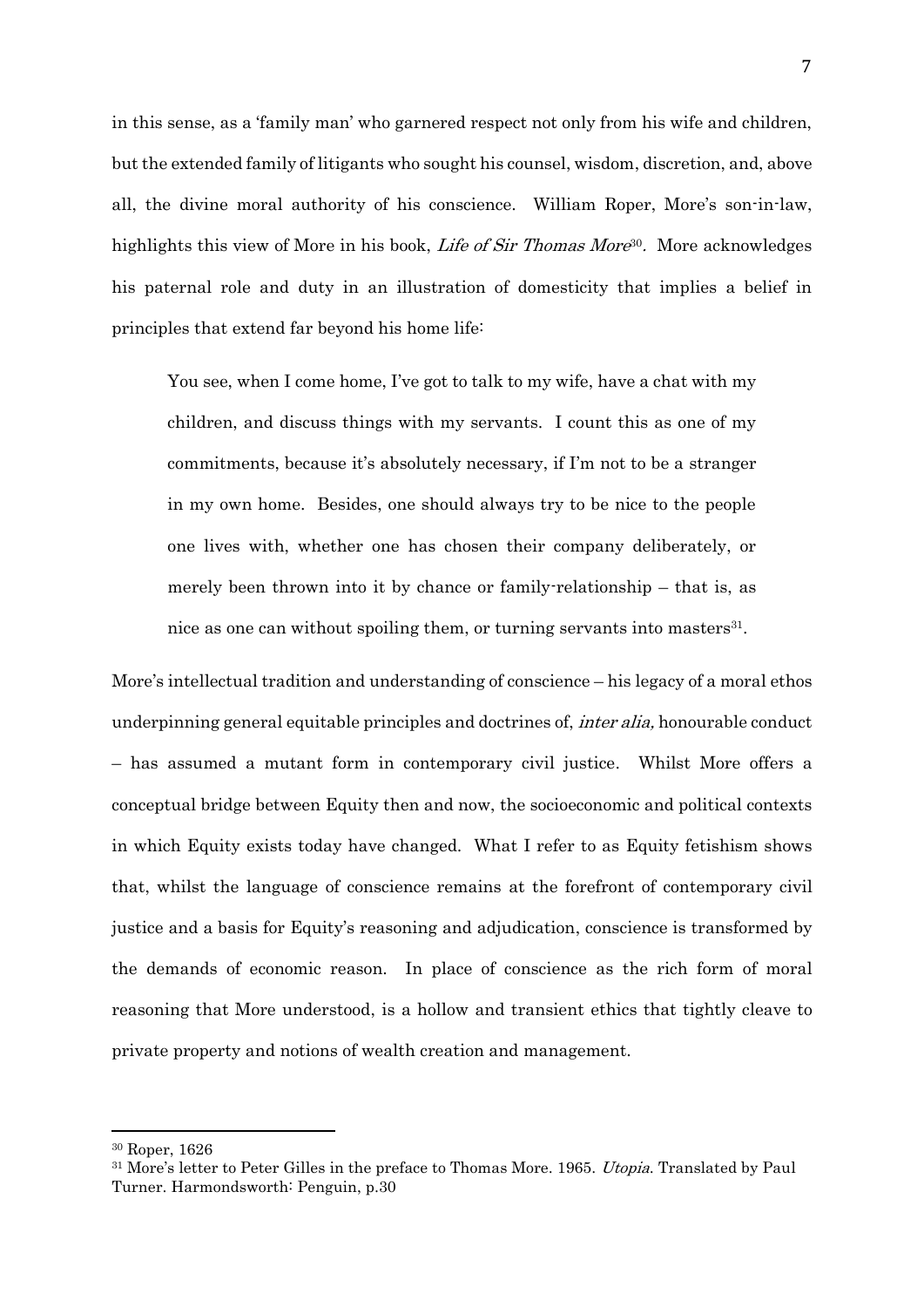in this sense, as a 'family man' who garnered respect not only from his wife and children, but the extended family of litigants who sought his counsel, wisdom, discretion, and, above all, the divine moral authority of his conscience. William Roper, More's son-in-law, highlights this view of More in his book, *Life of Sir Thomas More*[30]. More acknowledges his paternal role and duty in an illustration of domesticity that implies a belief in principles that extend far beyond his home life:

> You see, when I come home, I've got to talk to my wife, have a chat with my children, and discuss things with my servants. I count this as one of my commitments, because it's absolutely necessary, if I'm not to be a stranger in my own home. Besides, one should always try to be nice to the people one lives with, whether one has chosen their company deliberately, or merely been thrown into it by chance or family-relationship – that is, as nice as one can without spoiling them, or turning servants into masters[31].

More's intellectual tradition and understanding of conscience – his legacy of a moral ethos underpinning general equitable principles and doctrines of, *inter alia,* honourable conduct – has assumed a mutant form in contemporary civil justice. Whilst More offers a conceptual bridge between Equity then and now, the socioeconomic and political contexts in which Equity exists today have changed. What I refer to as Equity fetishism shows that, whilst the language of conscience remains at the forefront of contemporary civil justice and a basis for Equity's reasoning and adjudication, conscience is transformed by the demands of economic reason. In place of conscience as the rich form of moral reasoning that More understood, is a hollow and transient ethics that tightly cleave to private property and notions of wealth creation and management.

---

[30] Roper, 1626

[31] More's letter to Peter Gilles in the preface to Thomas More. 1965. *Utopia*. Translated by Paul Turner. Harmondsworth: Penguin, p.30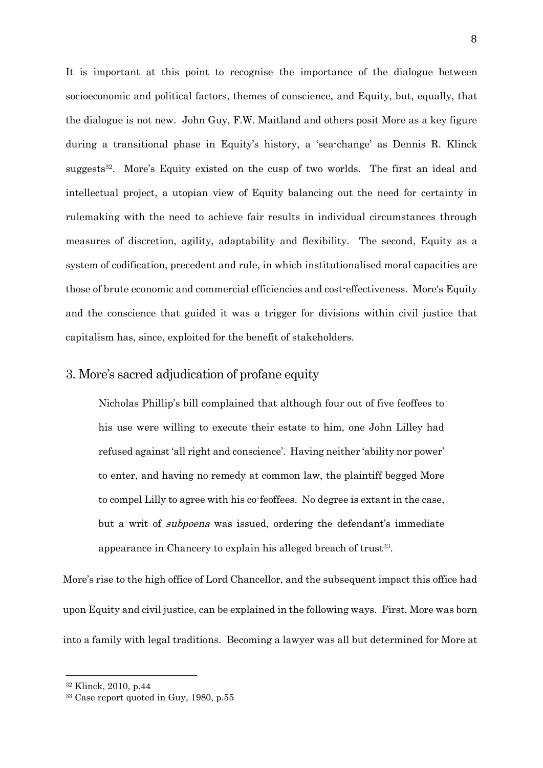It is important at this point to recognise the importance of the dialogue between socioeconomic and political factors, themes of conscience, and Equity, but, equally, that the dialogue is not new. John Guy, F.W. Maitland and others posit More as a key figure during a transitional phase in Equity's history, a 'sea-change' as Dennis R. Klinck suggests[32]. More's Equity existed on the cusp of two worlds. The first an ideal and intellectual project, a utopian view of Equity balancing out the need for certainty in rulemaking with the need to achieve fair results in individual circumstances through measures of discretion, agility, adaptability and flexibility. The second, Equity as a system of codification, precedent and rule, in which institutionalised moral capacities are those of brute economic and commercial efficiencies and cost-effectiveness. More's Equity and the conscience that guided it was a trigger for divisions within civil justice that capitalism has, since, exploited for the benefit of stakeholders.

## 3. More's sacred adjudication of profane equity

> Nicholas Phillip's bill complained that although four out of five feoffees to his use were willing to execute their estate to him, one John Lilley had refused against 'all right and conscience'. Having neither 'ability nor power' to enter, and having no remedy at common law, the plaintiff begged More to compel Lilly to agree with his co-feoffees. No degree is extant in the case, but a writ of *subpoena* was issued, ordering the defendant's immediate appearance in Chancery to explain his alleged breach of trust[33].

More's rise to the high office of Lord Chancellor, and the subsequent impact this office had upon Equity and civil justice, can be explained in the following ways. First, More was born into a family with legal traditions. Becoming a lawyer was all but determined for More at

---

[32] Klinck, 2010, p.44

[33] Case report quoted in Guy, 1980, p.55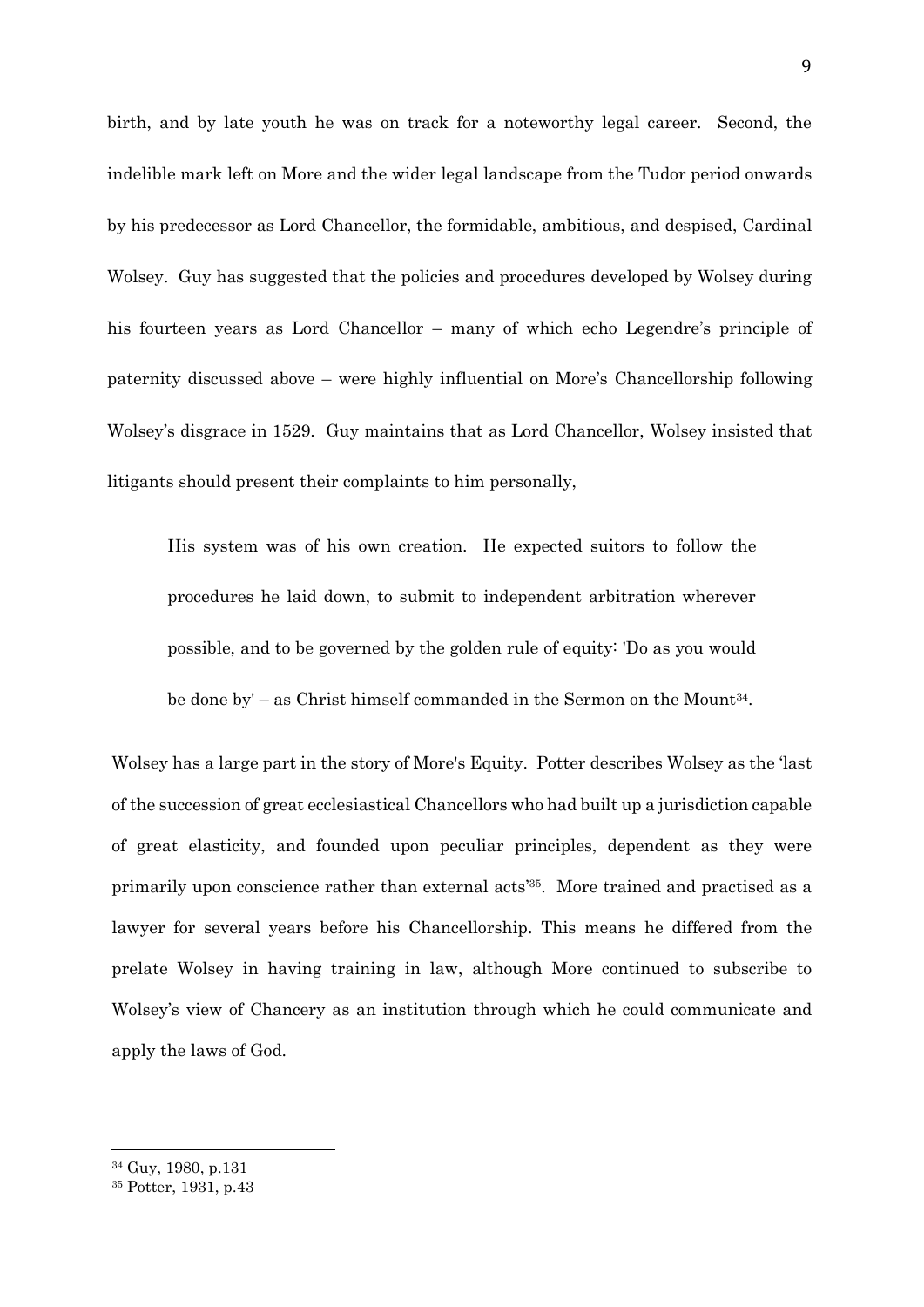birth, and by late youth he was on track for a noteworthy legal career. Second, the indelible mark left on More and the wider legal landscape from the Tudor period onwards by his predecessor as Lord Chancellor, the formidable, ambitious, and despised, Cardinal Wolsey. Guy has suggested that the policies and procedures developed by Wolsey during his fourteen years as Lord Chancellor – many of which echo Legendre's principle of paternity discussed above – were highly influential on More's Chancellorship following Wolsey's disgrace in 1529. Guy maintains that as Lord Chancellor, Wolsey insisted that litigants should present their complaints to him personally,

> His system was of his own creation. He expected suitors to follow the procedures he laid down, to submit to independent arbitration wherever possible, and to be governed by the golden rule of equity: 'Do as you would be done by' – as Christ himself commanded in the Sermon on the Mount[34].

Wolsey has a large part in the story of More's Equity. Potter describes Wolsey as the 'last of the succession of great ecclesiastical Chancellors who had built up a jurisdiction capable of great elasticity, and founded upon peculiar principles, dependent as they were primarily upon conscience rather than external acts'[35]. More trained and practised as a lawyer for several years before his Chancellorship. This means he differed from the prelate Wolsey in having training in law, although More continued to subscribe to Wolsey's view of Chancery as an institution through which he could communicate and apply the laws of God.

---

[34] Guy, 1980, p.131

[35] Potter, 1931, p.43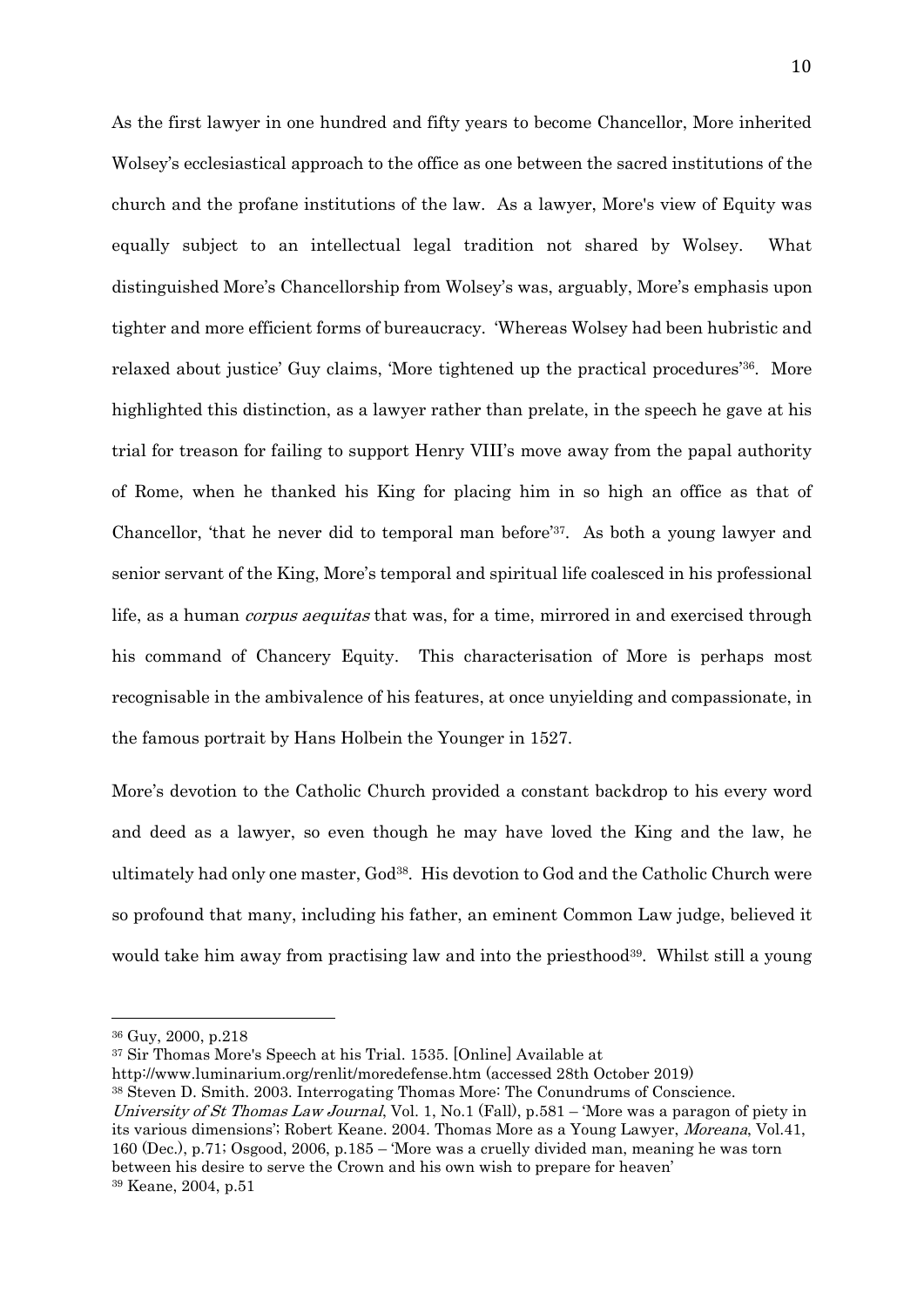As the first lawyer in one hundred and fifty years to become Chancellor, More inherited Wolsey's ecclesiastical approach to the office as one between the sacred institutions of the church and the profane institutions of the law. As a lawyer, More's view of Equity was equally subject to an intellectual legal tradition not shared by Wolsey. What distinguished More's Chancellorship from Wolsey's was, arguably, More's emphasis upon tighter and more efficient forms of bureaucracy. 'Whereas Wolsey had been hubristic and relaxed about justice' Guy claims, 'More tightened up the practical procedures'[36]. More highlighted this distinction, as a lawyer rather than prelate, in the speech he gave at his trial for treason for failing to support Henry VIII's move away from the papal authority of Rome, when he thanked his King for placing him in so high an office as that of Chancellor, 'that he never did to temporal man before'[37]. As both a young lawyer and senior servant of the King, More's temporal and spiritual life coalesced in his professional life, as a human *corpus aequitas* that was, for a time, mirrored in and exercised through his command of Chancery Equity. This characterisation of More is perhaps most recognisable in the ambivalence of his features, at once unyielding and compassionate, in the famous portrait by Hans Holbein the Younger in 1527.

More's devotion to the Catholic Church provided a constant backdrop to his every word and deed as a lawyer, so even though he may have loved the King and the law, he ultimately had only one master, God[38]. His devotion to God and the Catholic Church were so profound that many, including his father, an eminent Common Law judge, believed it would take him away from practising law and into the priesthood[39]. Whilst still a young

---

[36] Guy, 2000, p.218

[37] Sir Thomas More's Speech at his Trial. 1535. [Online] Available at http://www.luminarium.org/renlit/moredefense.htm (accessed 28th October 2019)

[38] Steven D. Smith. 2003. Interrogating Thomas More: The Conundrums of Conscience. *University of St Thomas Law Journal*, Vol. 1, No.1 (Fall), p.581 – 'More was a paragon of piety in its various dimensions'; Robert Keane. 2004. Thomas More as a Young Lawyer, *Moreana*, Vol.41, 160 (Dec.), p.71; Osgood, 2006, p.185 – 'More was a cruelly divided man, meaning he was torn between his desire to serve the Crown and his own wish to prepare for heaven'

[39] Keane, 2004, p.51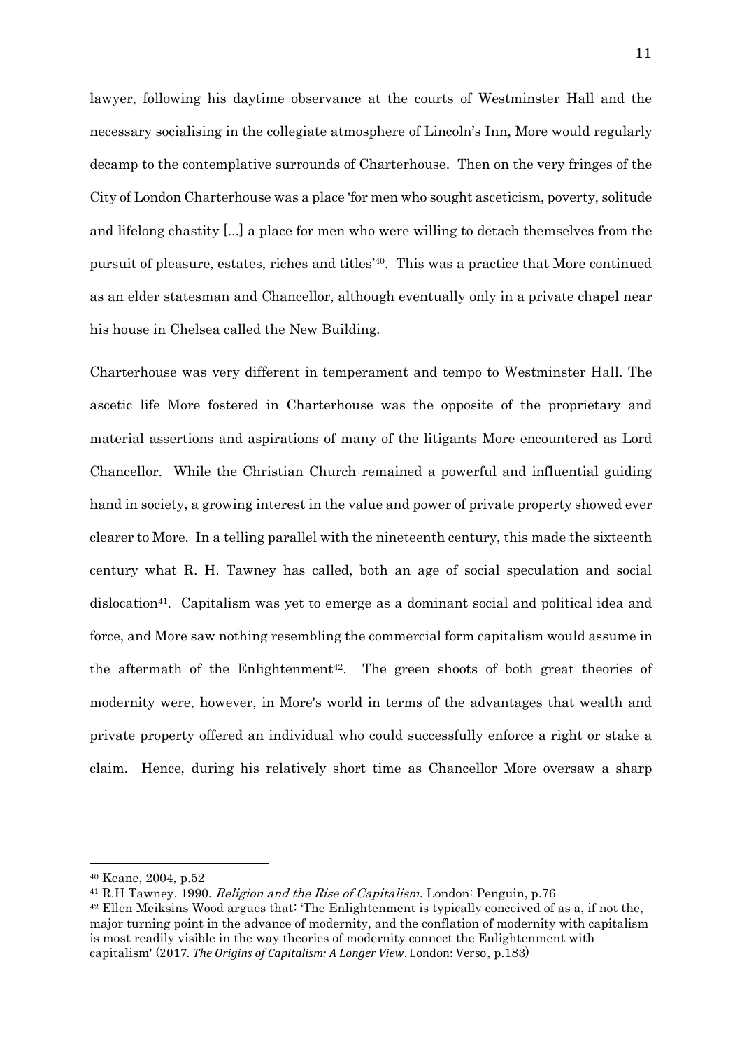lawyer, following his daytime observance at the courts of Westminster Hall and the necessary socialising in the collegiate atmosphere of Lincoln's Inn, More would regularly decamp to the contemplative surrounds of Charterhouse. Then on the very fringes of the City of London Charterhouse was a place 'for men who sought asceticism, poverty, solitude and lifelong chastity [...] a place for men who were willing to detach themselves from the pursuit of pleasure, estates, riches and titles'[40]. This was a practice that More continued as an elder statesman and Chancellor, although eventually only in a private chapel near his house in Chelsea called the New Building.

Charterhouse was very different in temperament and tempo to Westminster Hall. The ascetic life More fostered in Charterhouse was the opposite of the proprietary and material assertions and aspirations of many of the litigants More encountered as Lord Chancellor. While the Christian Church remained a powerful and influential guiding hand in society, a growing interest in the value and power of private property showed ever clearer to More. In a telling parallel with the nineteenth century, this made the sixteenth century what R. H. Tawney has called, both an age of social speculation and social dislocation[41]. Capitalism was yet to emerge as a dominant social and political idea and force, and More saw nothing resembling the commercial form capitalism would assume in the aftermath of the Enlightenment[42]. The green shoots of both great theories of modernity were, however, in More's world in terms of the advantages that wealth and private property offered an individual who could successfully enforce a right or stake a claim. Hence, during his relatively short time as Chancellor More oversaw a sharp

---

[40] Keane, 2004, p.52

[41] R.H Tawney. 1990. *Religion and the Rise of Capitalism*. London: Penguin, p.76

[42] Ellen Meiksins Wood argues that: 'The Enlightenment is typically conceived of as a, if not the, major turning point in the advance of modernity, and the conflation of modernity with capitalism is most readily visible in the way theories of modernity connect the Enlightenment with capitalism' (2017. *The Origins of Capitalism: A Longer View*. London: Verso, p.183)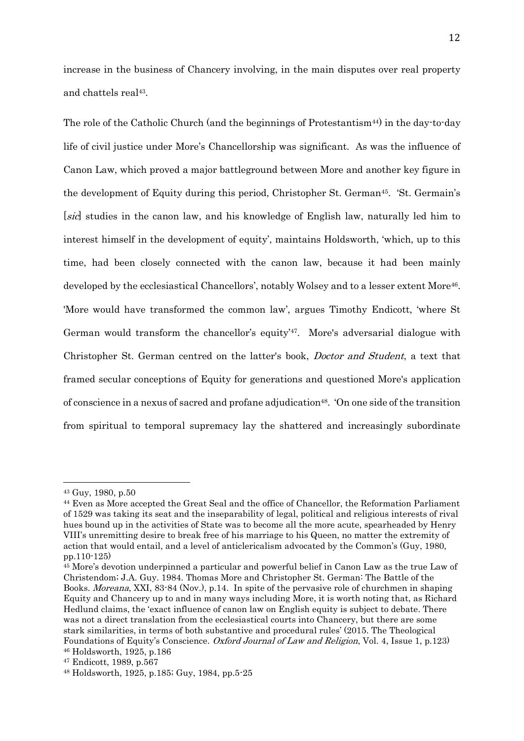increase in the business of Chancery involving, in the main disputes over real property and chattels real[43].

The role of the Catholic Church (and the beginnings of Protestantism[44]) in the day-to-day life of civil justice under More's Chancellorship was significant. As was the influence of Canon Law, which proved a major battleground between More and another key figure in the development of Equity during this period, Christopher St. German[45]. 'St. Germain's [*sic*] studies in the canon law, and his knowledge of English law, naturally led him to interest himself in the development of equity', maintains Holdsworth, 'which, up to this time, had been closely connected with the canon law, because it had been mainly developed by the ecclesiastical Chancellors', notably Wolsey and to a lesser extent More[46]. 'More would have transformed the common law', argues Timothy Endicott, 'where St German would transform the chancellor's equity'[47]. More's adversarial dialogue with Christopher St. German centred on the latter's book, *Doctor and Student*, a text that framed secular conceptions of Equity for generations and questioned More's application of conscience in a nexus of sacred and profane adjudication[48]. 'On one side of the transition from spiritual to temporal supremacy lay the shattered and increasingly subordinate

---

[43] Guy, 1980, p.50

[44] Even as More accepted the Great Seal and the office of Chancellor, the Reformation Parliament of 1529 was taking its seat and the inseparability of legal, political and religious interests of rival hues bound up in the activities of State was to become all the more acute, spearheaded by Henry VIII's unremitting desire to break free of his marriage to his Queen, no matter the extremity of action that would entail, and a level of anticlericalism advocated by the Common's (Guy, 1980, pp.110-125)

[45] More's devotion underpinned a particular and powerful belief in Canon Law as the true Law of Christendom; J.A. Guy. 1984. Thomas More and Christopher St. German: The Battle of the Books. *Moreana*, XXI, 83-84 (Nov.), p.14. In spite of the pervasive role of churchmen in shaping Equity and Chancery up to and in many ways including More, it is worth noting that, as Richard Hedlund claims, the 'exact influence of canon law on English equity is subject to debate. There was not a direct translation from the ecclesiastical courts into Chancery, but there are some stark similarities, in terms of both substantive and procedural rules' (2015. The Theological Foundations of Equity's Conscience. *Oxford Journal of Law and Religion*, Vol. 4, Issue 1, p.123)

[46] Holdsworth, 1925, p.186

[47] Endicott, 1989, p.567

[48] Holdsworth, 1925, p.185; Guy, 1984, pp.5-25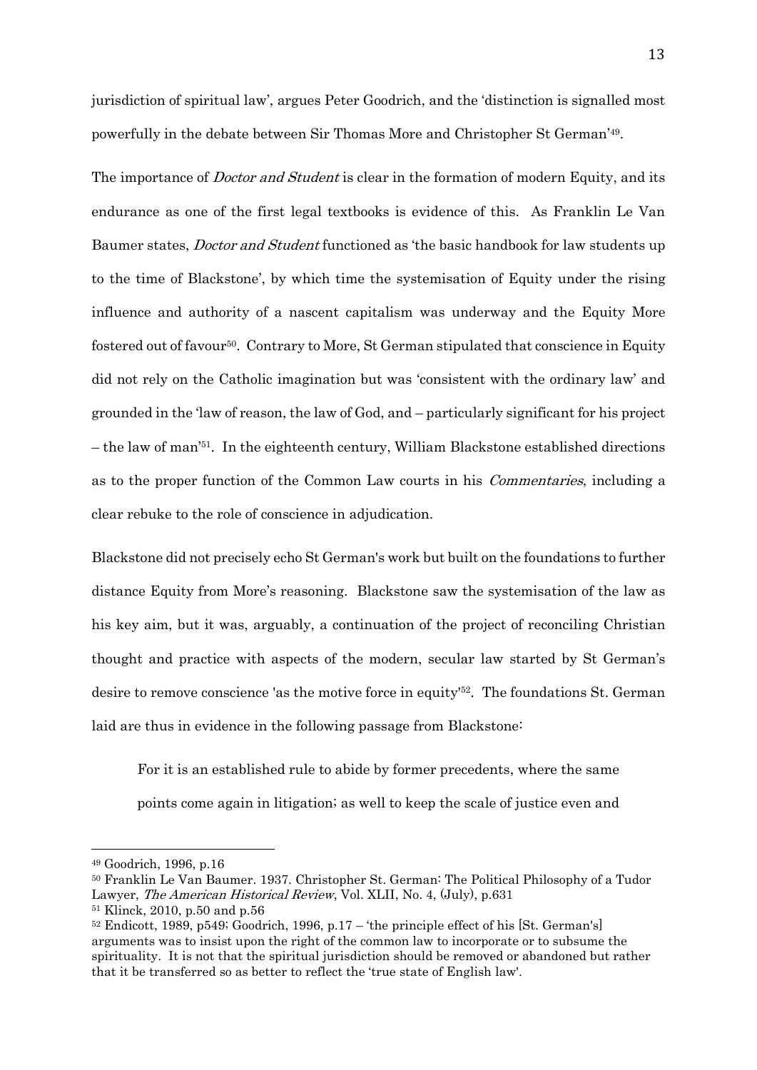jurisdiction of spiritual law', argues Peter Goodrich, and the 'distinction is signalled most powerfully in the debate between Sir Thomas More and Christopher St German'[49].

The importance of *Doctor and Student* is clear in the formation of modern Equity, and its endurance as one of the first legal textbooks is evidence of this. As Franklin Le Van Baumer states, *Doctor and Student* functioned as 'the basic handbook for law students up to the time of Blackstone', by which time the systemisation of Equity under the rising influence and authority of a nascent capitalism was underway and the Equity More fostered out of favour[50]. Contrary to More, St German stipulated that conscience in Equity did not rely on the Catholic imagination but was 'consistent with the ordinary law' and grounded in the 'law of reason, the law of God, and – particularly significant for his project – the law of man'[51]. In the eighteenth century, William Blackstone established directions as to the proper function of the Common Law courts in his *Commentaries*, including a clear rebuke to the role of conscience in adjudication.

Blackstone did not precisely echo St German's work but built on the foundations to further distance Equity from More's reasoning. Blackstone saw the systemisation of the law as his key aim, but it was, arguably, a continuation of the project of reconciling Christian thought and practice with aspects of the modern, secular law started by St German's desire to remove conscience 'as the motive force in equity'[52]. The foundations St. German laid are thus in evidence in the following passage from Blackstone:

> For it is an established rule to abide by former precedents, where the same points come again in litigation; as well to keep the scale of justice even and

---

[49] Goodrich, 1996, p.16

[50] Franklin Le Van Baumer. 1937. Christopher St. German: The Political Philosophy of a Tudor Lawyer, *The American Historical Review*, Vol. XLII, No. 4, (July), p.631

[51] Klinck, 2010, p.50 and p.56

[52] Endicott, 1989, p549; Goodrich, 1996, p.17 – 'the principle effect of his [St. German's] arguments was to insist upon the right of the common law to incorporate or to subsume the spirituality. It is not that the spiritual jurisdiction should be removed or abandoned but rather that it be transferred so as better to reflect the 'true state of English law'.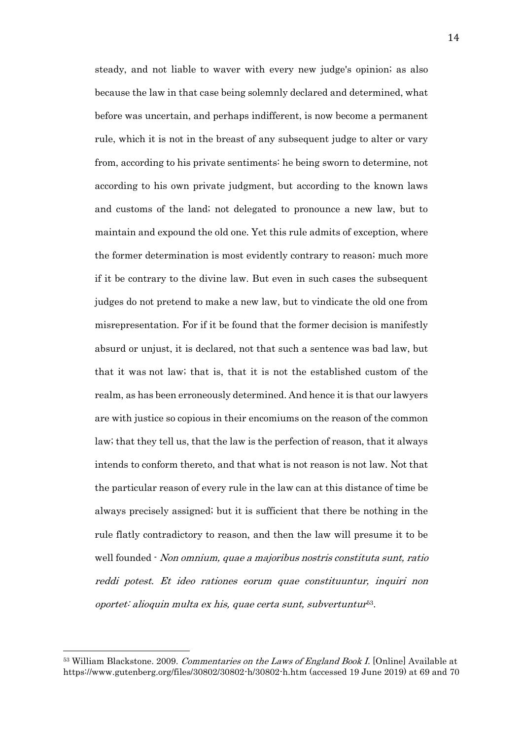steady, and not liable to waver with every new judge's opinion; as also because the law in that case being solemnly declared and determined, what before was uncertain, and perhaps indifferent, is now become a permanent rule, which it is not in the breast of any subsequent judge to alter or vary from, according to his private sentiments: he being sworn to determine, not according to his own private judgment, but according to the known laws and customs of the land; not delegated to pronounce a new law, but to maintain and expound the old one. Yet this rule admits of exception, where the former determination is most evidently contrary to reason; much more if it be contrary to the divine law. But even in such cases the subsequent judges do not pretend to make a new law, but to vindicate the old one from misrepresentation. For if it be found that the former decision is manifestly absurd or unjust, it is declared, not that such a sentence was bad law, but that it was not law; that is, that it is not the established custom of the realm, as has been erroneously determined. And hence it is that our lawyers are with justice so copious in their encomiums on the reason of the common law; that they tell us, that the law is the perfection of reason, that it always intends to conform thereto, and that what is not reason is not law. Not that the particular reason of every rule in the law can at this distance of time be always precisely assigned; but it is sufficient that there be nothing in the rule flatly contradictory to reason, and then the law will presume it to be well founded - *Non omnium, quae a majoribus nostris constituta sunt, ratio reddi potest. Et ideo rationes eorum quae constituuntur, inquiri non oportet: alioquin multa ex his, quae certa sunt, subvertuntur*[53].

---

[53] William Blackstone. 2009. *Commentaries on the Laws of England Book I.* [Online] Available at https://www.gutenberg.org/files/30802/30802-h/30802-h.htm (accessed 19 June 2019) at 69 and 70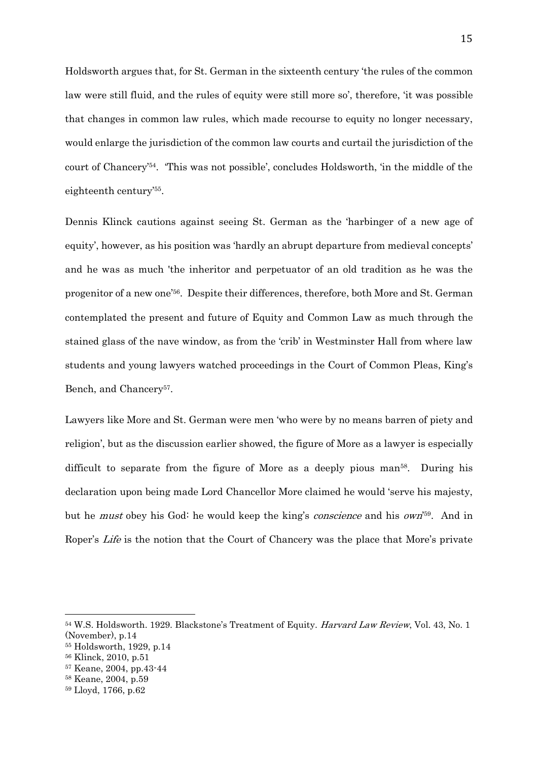Holdsworth argues that, for St. German in the sixteenth century 'the rules of the common law were still fluid, and the rules of equity were still more so', therefore, 'it was possible that changes in common law rules, which made recourse to equity no longer necessary, would enlarge the jurisdiction of the common law courts and curtail the jurisdiction of the court of Chancery'[54]. 'This was not possible', concludes Holdsworth, 'in the middle of the eighteenth century'[55].

Dennis Klinck cautions against seeing St. German as the 'harbinger of a new age of equity', however, as his position was 'hardly an abrupt departure from medieval concepts' and he was as much 'the inheritor and perpetuator of an old tradition as he was the progenitor of a new one'[56]. Despite their differences, therefore, both More and St. German contemplated the present and future of Equity and Common Law as much through the stained glass of the nave window, as from the 'crib' in Westminster Hall from where law students and young lawyers watched proceedings in the Court of Common Pleas, King's Bench, and Chancery[57].

Lawyers like More and St. German were men 'who were by no means barren of piety and religion', but as the discussion earlier showed, the figure of More as a lawyer is especially difficult to separate from the figure of More as a deeply pious man[58]. During his declaration upon being made Lord Chancellor More claimed he would 'serve his majesty, but he *must* obey his God: he would keep the king's *conscience* and his *own*'[59]. And in Roper's *Life* is the notion that the Court of Chancery was the place that More's private

---

[54] W.S. Holdsworth. 1929. Blackstone's Treatment of Equity. *Harvard Law Review*, Vol. 43, No. 1 (November), p.14

[55] Holdsworth, 1929, p.14

[56] Klinck, 2010, p.51

[57] Keane, 2004, pp.43-44

[58] Keane, 2004, p.59

[59] Lloyd, 1766, p.62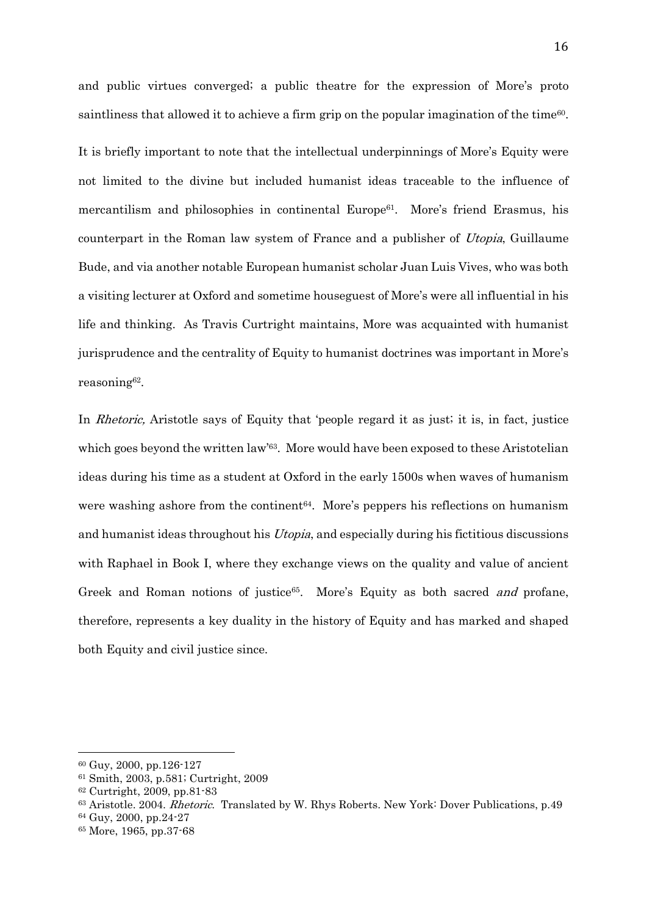and public virtues converged; a public theatre for the expression of More's proto saintliness that allowed it to achieve a firm grip on the popular imagination of the time[60].

It is briefly important to note that the intellectual underpinnings of More's Equity were not limited to the divine but included humanist ideas traceable to the influence of mercantilism and philosophies in continental Europe[61]. More's friend Erasmus, his counterpart in the Roman law system of France and a publisher of *Utopia*, Guillaume Bude, and via another notable European humanist scholar Juan Luis Vives, who was both a visiting lecturer at Oxford and sometime houseguest of More's were all influential in his life and thinking. As Travis Curtright maintains, More was acquainted with humanist jurisprudence and the centrality of Equity to humanist doctrines was important in More's reasoning[62].

In *Rhetoric,* Aristotle says of Equity that 'people regard it as just; it is, in fact, justice which goes beyond the written law'[63]. More would have been exposed to these Aristotelian ideas during his time as a student at Oxford in the early 1500s when waves of humanism were washing ashore from the continent[64]. More's peppers his reflections on humanism and humanist ideas throughout his *Utopia*, and especially during his fictitious discussions with Raphael in Book I, where they exchange views on the quality and value of ancient Greek and Roman notions of justice[65]. More's Equity as both sacred *and* profane, therefore, represents a key duality in the history of Equity and has marked and shaped both Equity and civil justice since.

---

[60] Guy, 2000, pp.126-127

[61] Smith, 2003, p.581; Curtright, 2009

[62] Curtright, 2009, pp.81-83

[63] Aristotle. 2004. *Rhetoric*. Translated by W. Rhys Roberts. New York: Dover Publications, p.49

[64] Guy, 2000, pp.24-27

[65] More, 1965, pp.37-68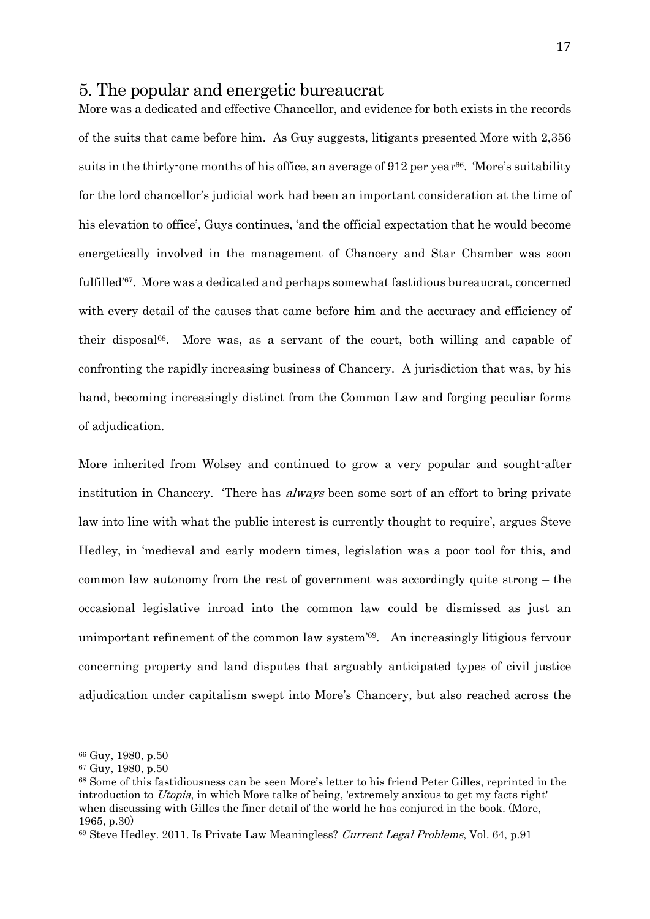## 5. The popular and energetic bureaucrat

More was a dedicated and effective Chancellor, and evidence for both exists in the records of the suits that came before him. As Guy suggests, litigants presented More with 2,356 suits in the thirty-one months of his office, an average of 912 per year[66]. 'More's suitability for the lord chancellor's judicial work had been an important consideration at the time of his elevation to office', Guys continues, 'and the official expectation that he would become energetically involved in the management of Chancery and Star Chamber was soon fulfilled'[67]. More was a dedicated and perhaps somewhat fastidious bureaucrat, concerned with every detail of the causes that came before him and the accuracy and efficiency of their disposal[68]. More was, as a servant of the court, both willing and capable of confronting the rapidly increasing business of Chancery. A jurisdiction that was, by his hand, becoming increasingly distinct from the Common Law and forging peculiar forms of adjudication.

More inherited from Wolsey and continued to grow a very popular and sought-after institution in Chancery. 'There has *always* been some sort of an effort to bring private law into line with what the public interest is currently thought to require', argues Steve Hedley, in 'medieval and early modern times, legislation was a poor tool for this, and common law autonomy from the rest of government was accordingly quite strong – the occasional legislative inroad into the common law could be dismissed as just an unimportant refinement of the common law system'[69]. An increasingly litigious fervour concerning property and land disputes that arguably anticipated types of civil justice adjudication under capitalism swept into More's Chancery, but also reached across the

---

[66] Guy, 1980, p.50

[67] Guy, 1980, p.50

[68] Some of this fastidiousness can be seen More's letter to his friend Peter Gilles, reprinted in the introduction to *Utopia*, in which More talks of being, 'extremely anxious to get my facts right' when discussing with Gilles the finer detail of the world he has conjured in the book. (More, 1965, p.30)

[69] Steve Hedley. 2011. Is Private Law Meaningless? *Current Legal Problems*, Vol. 64, p.91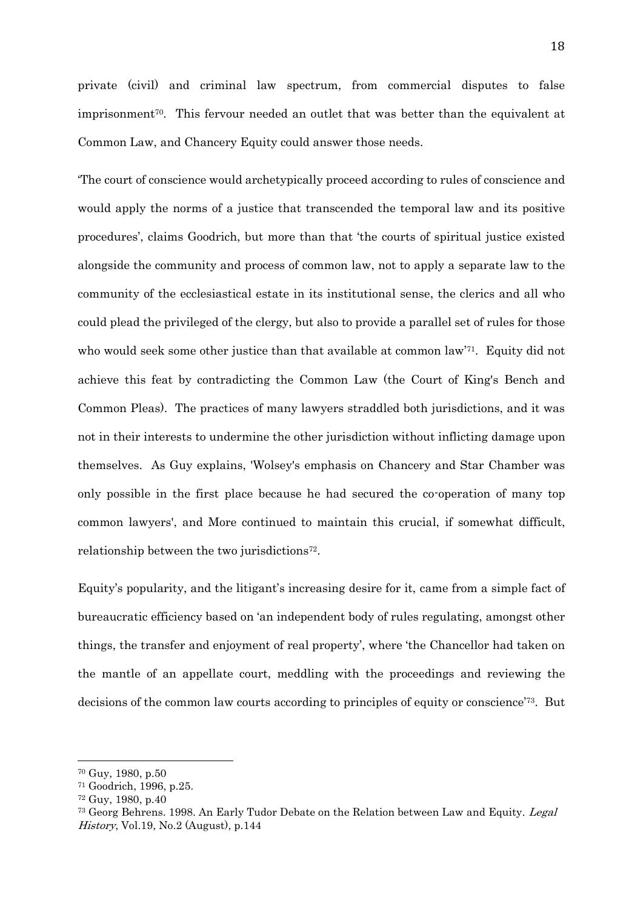private (civil) and criminal law spectrum, from commercial disputes to false imprisonment[70]. This fervour needed an outlet that was better than the equivalent at Common Law, and Chancery Equity could answer those needs.

'The court of conscience would archetypically proceed according to rules of conscience and would apply the norms of a justice that transcended the temporal law and its positive procedures', claims Goodrich, but more than that 'the courts of spiritual justice existed alongside the community and process of common law, not to apply a separate law to the community of the ecclesiastical estate in its institutional sense, the clerics and all who could plead the privileged of the clergy, but also to provide a parallel set of rules for those who would seek some other justice than that available at common law'[71]. Equity did not achieve this feat by contradicting the Common Law (the Court of King's Bench and Common Pleas). The practices of many lawyers straddled both jurisdictions, and it was not in their interests to undermine the other jurisdiction without inflicting damage upon themselves. As Guy explains, 'Wolsey's emphasis on Chancery and Star Chamber was only possible in the first place because he had secured the co-operation of many top common lawyers', and More continued to maintain this crucial, if somewhat difficult, relationship between the two jurisdictions[72].

Equity's popularity, and the litigant's increasing desire for it, came from a simple fact of bureaucratic efficiency based on 'an independent body of rules regulating, amongst other things, the transfer and enjoyment of real property', where 'the Chancellor had taken on the mantle of an appellate court, meddling with the proceedings and reviewing the decisions of the common law courts according to principles of equity or conscience'[73]. But

---

[70] Guy, 1980, p.50

[71] Goodrich, 1996, p.25.

[72] Guy, 1980, p.40

[73] Georg Behrens. 1998. An Early Tudor Debate on the Relation between Law and Equity. *Legal History*, Vol.19, No.2 (August), p.144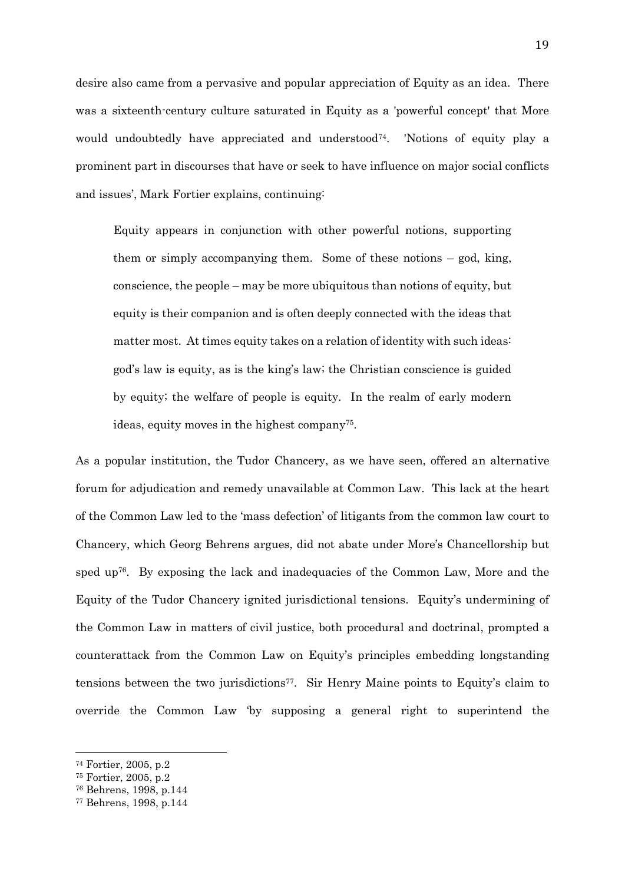desire also came from a pervasive and popular appreciation of Equity as an idea. There was a sixteenth-century culture saturated in Equity as a 'powerful concept' that More would undoubtedly have appreciated and understood[74]. 'Notions of equity play a prominent part in discourses that have or seek to have influence on major social conflicts and issues', Mark Fortier explains, continuing:

> Equity appears in conjunction with other powerful notions, supporting them or simply accompanying them. Some of these notions – god, king, conscience, the people – may be more ubiquitous than notions of equity, but equity is their companion and is often deeply connected with the ideas that matter most. At times equity takes on a relation of identity with such ideas: god's law is equity, as is the king's law; the Christian conscience is guided by equity; the welfare of people is equity. In the realm of early modern ideas, equity moves in the highest company[75].

As a popular institution, the Tudor Chancery, as we have seen, offered an alternative forum for adjudication and remedy unavailable at Common Law. This lack at the heart of the Common Law led to the 'mass defection' of litigants from the common law court to Chancery, which Georg Behrens argues, did not abate under More's Chancellorship but sped up[76]. By exposing the lack and inadequacies of the Common Law, More and the Equity of the Tudor Chancery ignited jurisdictional tensions. Equity's undermining of the Common Law in matters of civil justice, both procedural and doctrinal, prompted a counterattack from the Common Law on Equity's principles embedding longstanding tensions between the two jurisdictions[77]. Sir Henry Maine points to Equity's claim to override the Common Law 'by supposing a general right to superintend the

---

[74] Fortier, 2005, p.2

[75] Fortier, 2005, p.2

[76] Behrens, 1998, p.144

[77] Behrens, 1998, p.144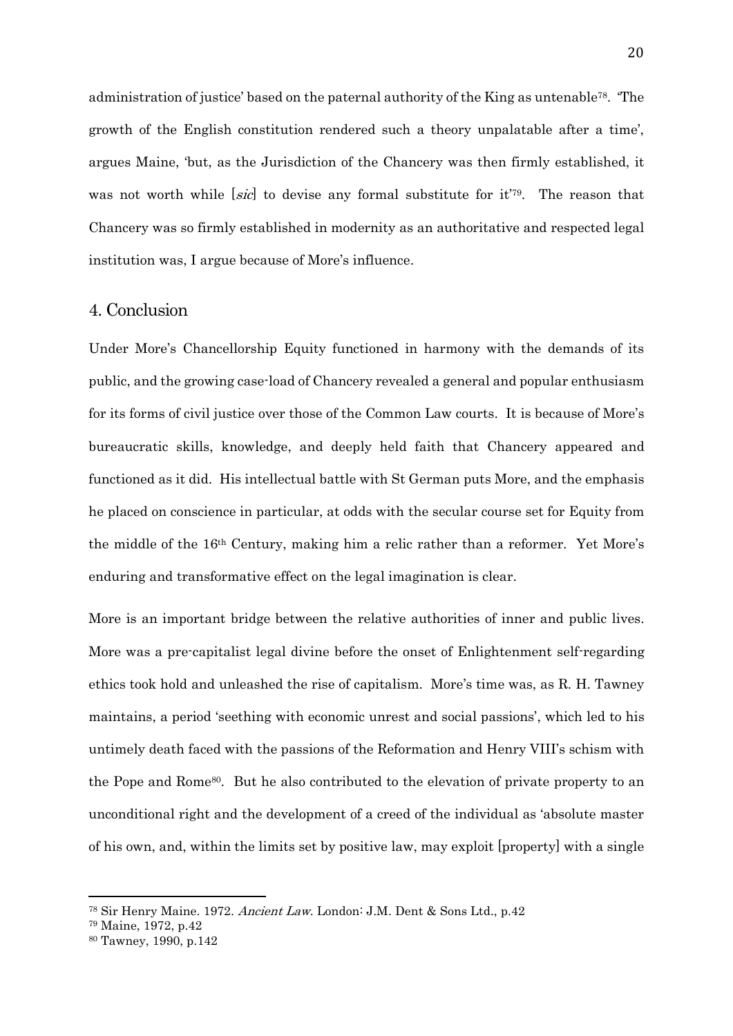administration of justice' based on the paternal authority of the King as untenable[78]. 'The growth of the English constitution rendered such a theory unpalatable after a time', argues Maine, 'but, as the Jurisdiction of the Chancery was then firmly established, it was not worth while [*sic*] to devise any formal substitute for it'[79]. The reason that Chancery was so firmly established in modernity as an authoritative and respected legal institution was, I argue because of More's influence.

## 4. Conclusion

Under More's Chancellorship Equity functioned in harmony with the demands of its public, and the growing case-load of Chancery revealed a general and popular enthusiasm for its forms of civil justice over those of the Common Law courts. It is because of More's bureaucratic skills, knowledge, and deeply held faith that Chancery appeared and functioned as it did. His intellectual battle with St German puts More, and the emphasis he placed on conscience in particular, at odds with the secular course set for Equity from the middle of the 16th Century, making him a relic rather than a reformer. Yet More's enduring and transformative effect on the legal imagination is clear.

More is an important bridge between the relative authorities of inner and public lives. More was a pre-capitalist legal divine before the onset of Enlightenment self-regarding ethics took hold and unleashed the rise of capitalism. More's time was, as R. H. Tawney maintains, a period 'seething with economic unrest and social passions', which led to his untimely death faced with the passions of the Reformation and Henry VIII's schism with the Pope and Rome[80]. But he also contributed to the elevation of private property to an unconditional right and the development of a creed of the individual as 'absolute master of his own, and, within the limits set by positive law, may exploit [property] with a single

---

[78] Sir Henry Maine. 1972. *Ancient Law*. London: J.M. Dent & Sons Ltd., p.42

[79] Maine, 1972, p.42

[80] Tawney, 1990, p.142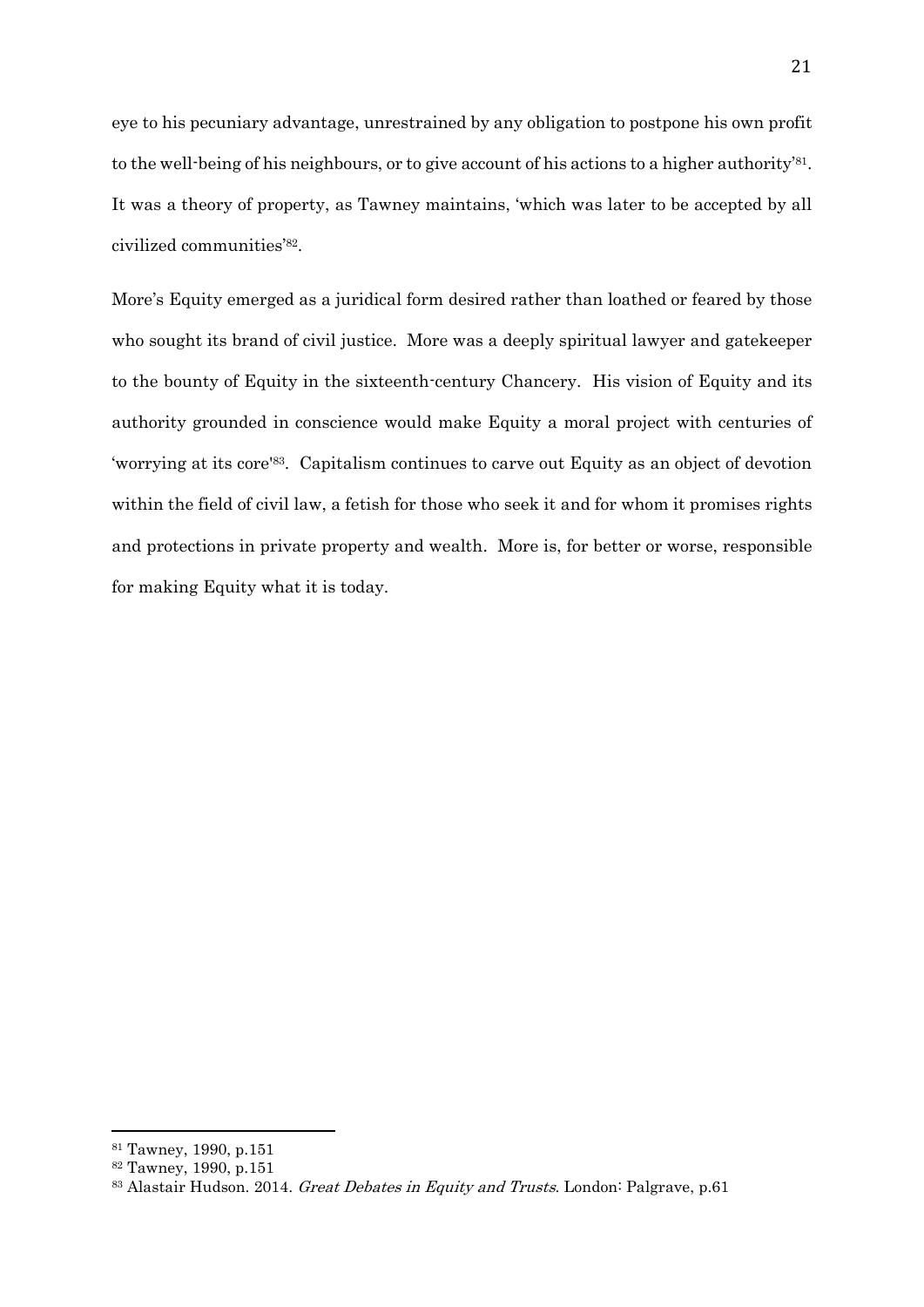eye to his pecuniary advantage, unrestrained by any obligation to postpone his own profit to the well-being of his neighbours, or to give account of his actions to a higher authority'[81]. It was a theory of property, as Tawney maintains, 'which was later to be accepted by all civilized communities'[82].

More's Equity emerged as a juridical form desired rather than loathed or feared by those who sought its brand of civil justice. More was a deeply spiritual lawyer and gatekeeper to the bounty of Equity in the sixteenth-century Chancery. His vision of Equity and its authority grounded in conscience would make Equity a moral project with centuries of 'worrying at its core'[83]. Capitalism continues to carve out Equity as an object of devotion within the field of civil law, a fetish for those who seek it and for whom it promises rights and protections in private property and wealth. More is, for better or worse, responsible for making Equity what it is today.

---

[81] Tawney, 1990, p.151

[82] Tawney, 1990, p.151

[83] Alastair Hudson. 2014. *Great Debates in Equity and Trusts*. London: Palgrave, p.61